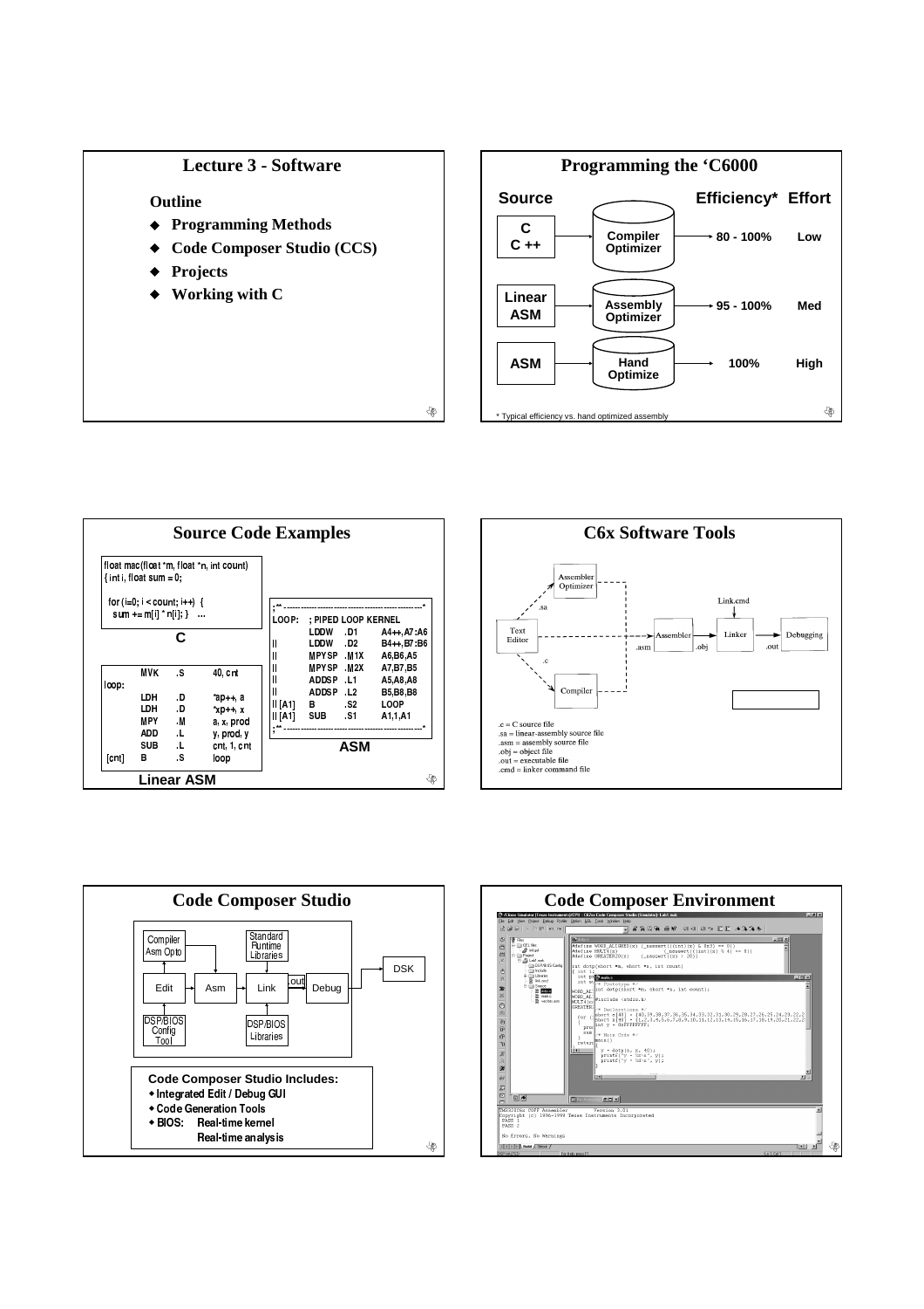## Lecture 3 - Software

**Outline**

- **Programming Methods**
- **Code Composer Studio (CCS)**
- **Projects**
- **Working with C**

## Programming the 'C6000

| Source | | Efficiency* | Effort |
|---|---|---|---|
| C / C ++ | Compiler Optimizer | 80 - 100% | Low |
| Linear ASM | Assembly Optimizer | 95 - 100% | Med |
| ASM | Hand Optimize | 100% | High |

\* Typical efficiency vs. hand optimized assembly

## Source Code Examples

**C**

```
float mac(float *m, float *n, int count)
{ int i, float sum = 0;

  for (i=0; i < count; i++)  {
    sum += m[i] * n[i]; }   ...
```

**Linear ASM**

```
        MVK    .S    40, cnt
loop:
        LDH    .D    *ap++, a
        LDH    .D    *xp++, x
        MPY    .M    a, x, prod
        ADD    .L    y, prod, y
        SUB    .L    cnt, 1, cnt
[cnt]   B      .S    loop
```

**ASM**

```
;** --------------------------------------------------*
LOOP:      ; PIPED LOOP KERNEL
           LDDW    .D1    A4++,A7:A6
||         LDDW    .D2    B4++,B7:B6
||         MPYSP   .M1X   A6,B6,A5
||         MPYSP   .M2X   A7,B7,B5
||         ADDSP   .L1    A5,A8,A8
||         ADDSP   .L2    B5,B8,B8
|| [A1]    B       .S2    LOOP
|| [A1]    SUB     .S1    A1,1,A1
;** --------------------------------------------------*
```

## C6x Software Tools

Assembler Optimizer, Text Editor, Compiler, Assembler, Linker, Debugging, Link.cmd (.sa, .c, .asm, .obj, .out)

- .c = C source file
- .sa = linear-assembly source file
- .asm = assembly source file
- .obj = object file
- .out = executable file
- .cmd = linker command file

## Code Composer Studio

Compiler Asm Opto, Edit, Asm, Link, .out, Debug, DSK, Standard Runtime Libraries, DSP/BIOS Config Tool, DSP/BIOS Libraries

**Code Composer Studio Includes:**

- Integrated Edit / Debug GUI
- Code Generation Tools
- BIOS: Real-time kernel
  Real-time analysis

## Code Composer Environment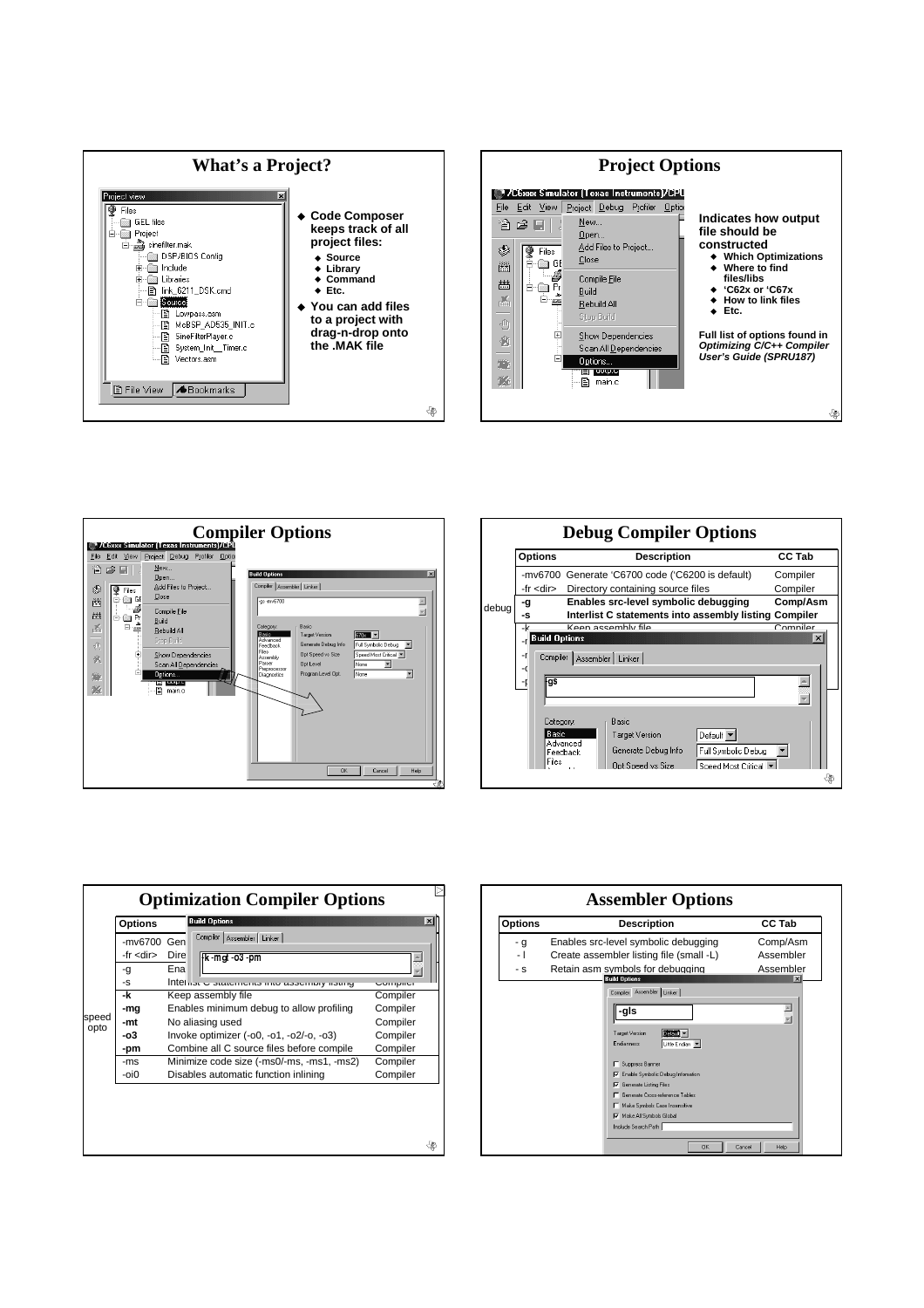## What's a Project?

Project view
- Files
  - GEL files
  - Project
    - sinefilter.mak
      - DSP/BIOS Config
      - Include
      - Libraries
      - link_6211_DSK.cmd
      - Source
        - Lowpass.asm
        - McBSP_AD535_INIT.c
        - SineFilterPlayer.c
        - System_Init__Timer.c
        - Vectors.asm

File View | Bookmarks

- **Code Composer keeps track of all project files:**
  - **Source**
  - **Library**
  - **Command**
  - **Etc.**
- **You can add files to a project with drag-n-drop onto the .MAK file**

## Project Options

**Indicates how output file should be constructed**

- **Which Optimizations**
- **Where to find files/libs**
- **'C62x or 'C67x**
- **How to link files**
- **Etc.**

**Full list of options found in *Optimizing C/C++ Compiler User's Guide (SPRU187)***

## Compiler Options

## Debug Compiler Options

| | Options | Description | CC Tab |
|---|---|---|---|
| | -mv6700 | Generate 'C6700 code ('C6200 is default) | Compiler |
| | -fr <dir> | Directory containing source files | Compiler |
| debug | **-g** | **Enables src-level symbolic debugging** | **Comp/Asm** |
| debug | **-s** | **Interlist C statements into assembly listing** | **Compiler** |
| | -k | Keep assembly file | Compiler |

Build Options — Compiler | Assembler | Linker: `-gs`

## Optimization Compiler Options

| | Options | Description | CC Tab |
|---|---|---|---|
| | -mv6700 | Generate 'C6700 code ('C6200 is default) | Compiler |
| | -fr <dir> | Directory containing source files | Compiler |
| | -g | Enables src-level symbolic debugging | Comp/Asm |
| | -s | Interlist C statements into assembly listing | Compiler |
| speed opto | **-k** | Keep assembly file | Compiler |
| speed opto | **-mg** | Enables minimum debug to allow profiling | Compiler |
| speed opto | **-mt** | No aliasing used | Compiler |
| speed opto | **-o3** | Invoke optimizer (-o0, -o1, -o2/-o, -o3) | Compiler |
| speed opto | **-pm** | Combine all C source files before compile | Compiler |
| | -ms | Minimize code size (-ms0/-ms, -ms1, -ms2) | Compiler |
| | -oi0 | Disables automatic function inlining | Compiler |

Build Options — Compiler | Assembler | Linker: `-k -mgt -o3 -pm`

## Assembler Options

| Options | Description | CC Tab |
|---|---|---|
| - g | Enables src-level symbolic debugging | Comp/Asm |
| - l | Create assembler listing file (small -L) | Assembler |
| - s | Retain asm symbols for debugging | Assembler |

Build Options — Compiler | Assembler | Linker: `-gls`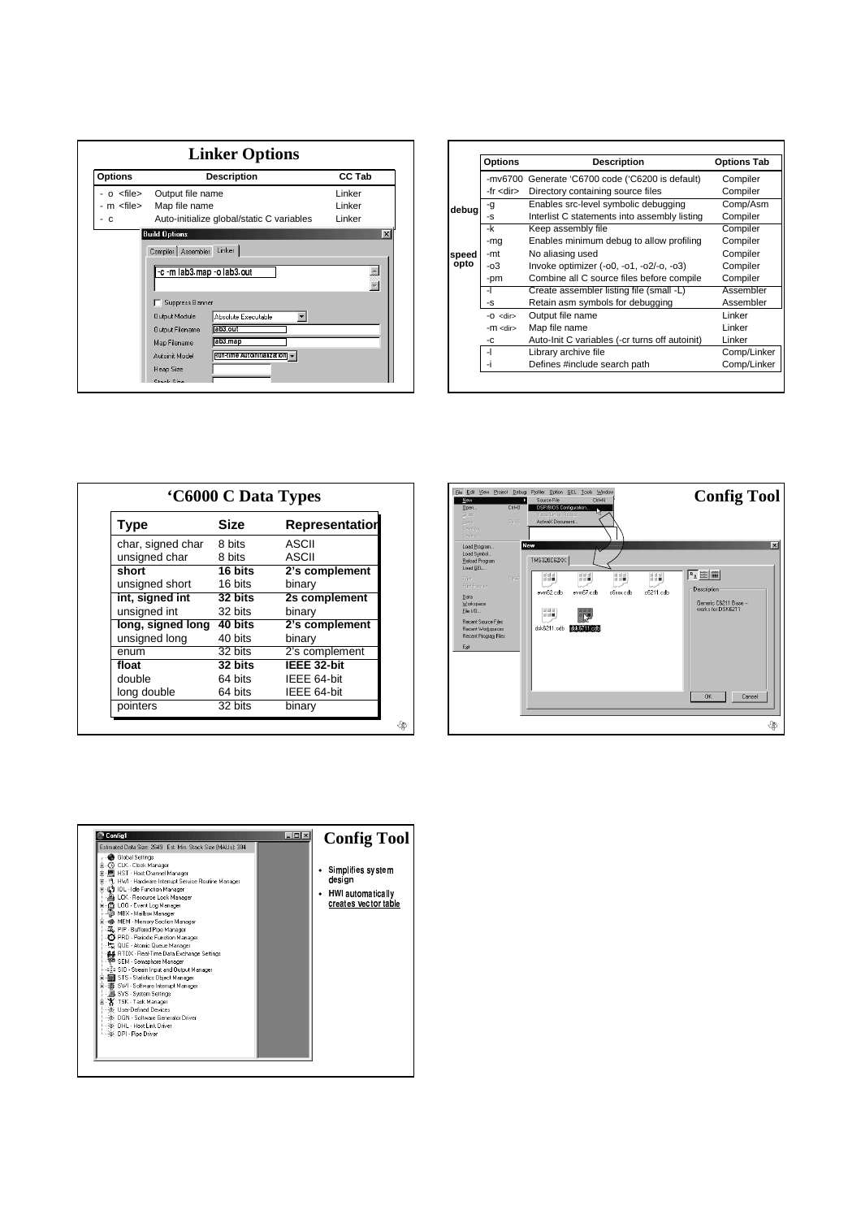## Linker Options

| Options | Description | CC Tab |
|---|---|---|
| -o <file> | Output file name | Linker |
| -m <file> | Map file name | Linker |
| -c | Auto-initialize global/static C variables | Linker |

Build Options

Compiler | Assembler | Linker

-c -m lab3.map -o lab3.out

Suppress Banner

Output Module: Absolute Executable

Output Filename: lab3.out

Map Filename: lab3.map

Autoinit Model: Run-time Autoinitialization

Heap Size

Stack Size

| | Options | Description | Options Tab |
|---|---|---|---|
| | -mv6700 | Generate 'C6700 code ('C6200 is default) | Compiler |
| | -fr <dir> | Directory containing source files | Compiler |
| debug | -g | Enables src-level symbolic debugging | Comp/Asm |
| debug | -s | Interlist C statements into assembly listing | Compiler |
| | -k | Keep assembly file | Compiler |
| | -mg | Enables minimum debug to allow profiling | Compiler |
| speed opto | -mt | No aliasing used | Compiler |
| speed opto | -o3 | Invoke optimizer (-o0, -o1, -o2/-o, -o3) | Compiler |
| | -pm | Combine all C source files before compile | Compiler |
| | -l | Create assembler listing file (small -L) | Assembler |
| | -s | Retain asm symbols for debugging | Assembler |
| | -o <dir> | Output file name | Linker |
| | -m <dir> | Map file name | Linker |
| | -c | Auto-Init C variables (-cr turns off autoinit) | Linker |
| | -l | Library archive file | Comp/Linker |
| | -i | Defines #include search path | Comp/Linker |

## 'C6000 C Data Types

| Type | Size | Representation |
|---|---|---|
| char, signed char | 8 bits | ASCII |
| unsigned char | 8 bits | ASCII |
| **short** | **16 bits** | **2's complement** |
| unsigned short | 16 bits | binary |
| **int, signed int** | **32 bits** | **2s complement** |
| unsigned int | 32 bits | binary |
| **long, signed long** | **40 bits** | **2's complement** |
| unsigned long | 40 bits | binary |
| enum | 32 bits | 2's complement |
| **float** | **32 bits** | **IEEE 32-bit** |
| double | 64 bits | IEEE 64-bit |
| long double | 64 bits | IEEE 64-bit |
| pointers | 32 bits | binary |

## Config Tool

File Edit View Project Debug Profiler Option GEL Tools Window

New: Source File Ctrl+N, DSP/BIOS Configuration..., Visual Linker Recipe, ActiveX Document...

New

TMS320C62XX

evm62.cdb, evm67.cdb, c6xxx.cdb, c6211.cdb, dsk6211.cdb, dsk6711.cdb

Description: Generic C6211 Board – works for DSK6211

OK Cancel

## Config Tool

Config1

Estimated Data Size: 2649 Est. Min. Stack Size (MAUs): 304

- Global Settings
- CLK - Clock Manager
- HST - Host Channel Manager
- HWI - Hardware Interrupt Service Routine Manager
- IDL - Idle Function Manager
- LCK - Resource Lock Manager
- LOG - Event Log Manager
- MBX - Mailbox Manager
- MEM - Memory Section Manager
- PIP - Buffered Pipe Manager
- PRD - Periodic Function Manager
- QUE - Atomic Queue Manager
- RTDX - Real-Time Data Exchange Settings
- SEM - Semaphore Manager
- SIO - Stream Input and Output Manager
- STS - Statistics Object Manager
- SWI - Software Interrupt Manager
- SYS - System Settings
- TSK - Task Manager
- User-Defined Devices
- DGN - Software Generator Driver
- DHL - Host Link Driver
- DPI - Pipe Driver

- Simplifies system design
- HWI automatically creates vector table